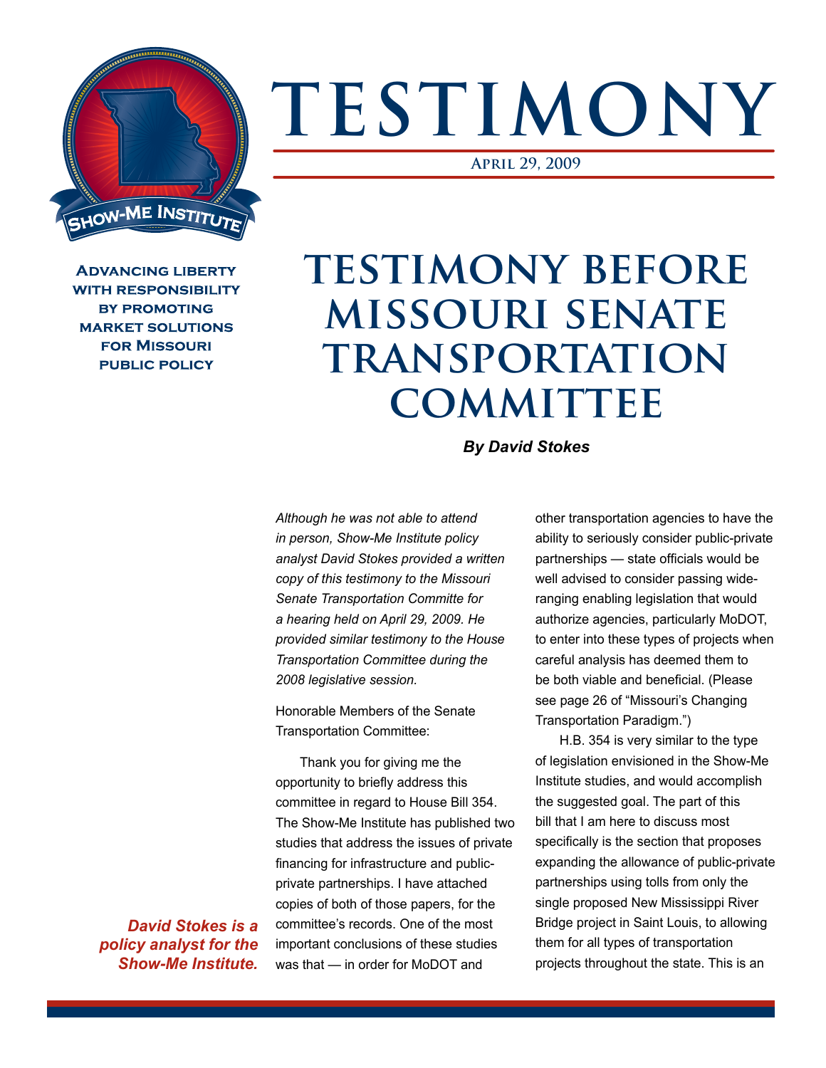# TESTIMONY

April 29, 2009

Show-Me Institute

Advancing liberty with responsibility by promoting market solutions for Missouri public policy

## TESTIMONY BEFORE MISSOURI SENATE TRANSPORTATION COMMITTEE

***By David Stokes***

*Although he was not able to attend in person, Show-Me Institute policy analyst David Stokes provided a written copy of this testimony to the Missouri Senate Transportation Committee for a hearing held on April 29, 2009. He provided similar testimony to the House Transportation Committee during the 2008 legislative session.*

Honorable Members of the Senate Transportation Committee:

Thank you for giving me the opportunity to briefly address this committee in regard to House Bill 354. The Show-Me Institute has published two studies that address the issues of private financing for infrastructure and public-private partnerships. I have attached copies of both of those papers, for the committee's records. One of the most important conclusions of these studies was that — in order for MoDOT and other transportation agencies to have the ability to seriously consider public-private partnerships — state officials would be well advised to consider passing wide-ranging enabling legislation that would authorize agencies, particularly MoDOT, to enter into these types of projects when careful analysis has deemed them to be both viable and beneficial. (Please see page 26 of "Missouri's Changing Transportation Paradigm.")

H.B. 354 is very similar to the type of legislation envisioned in the Show-Me Institute studies, and would accomplish the suggested goal. The part of this bill that I am here to discuss most specifically is the section that proposes expanding the allowance of public-private partnerships using tolls from only the single proposed New Mississippi River Bridge project in Saint Louis, to allowing them for all types of transportation projects throughout the state. This is an

***David Stokes is a policy analyst for the Show-Me Institute.***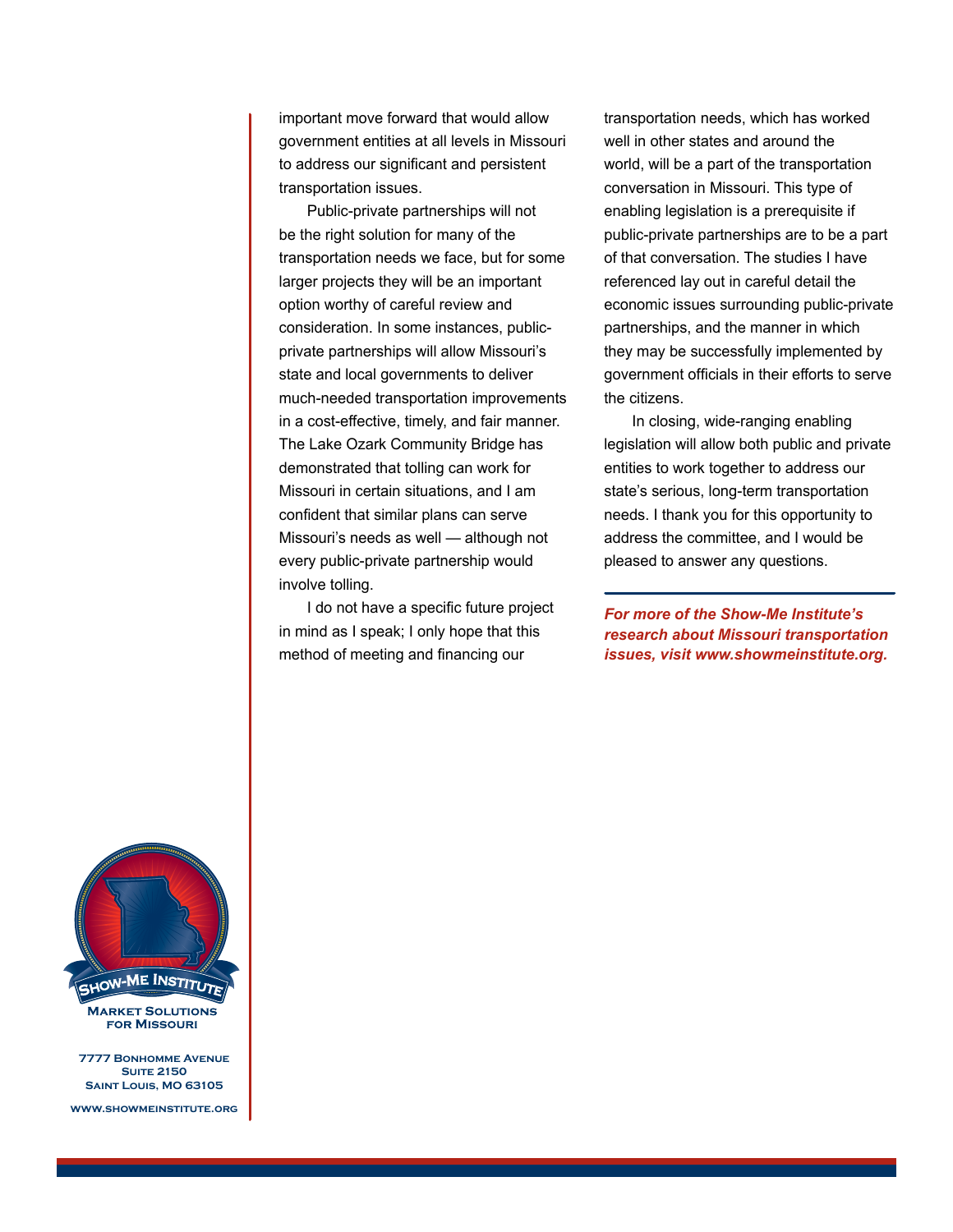important move forward that would allow government entities at all levels in Missouri to address our significant and persistent transportation issues.

Public-private partnerships will not be the right solution for many of the transportation needs we face, but for some larger projects they will be an important option worthy of careful review and consideration. In some instances, public-private partnerships will allow Missouri's state and local governments to deliver much-needed transportation improvements in a cost-effective, timely, and fair manner. The Lake Ozark Community Bridge has demonstrated that tolling can work for Missouri in certain situations, and I am confident that similar plans can serve Missouri's needs as well — although not every public-private partnership would involve tolling.

I do not have a specific future project in mind as I speak; I only hope that this method of meeting and financing our transportation needs, which has worked well in other states and around the world, will be a part of the transportation conversation in Missouri. This type of enabling legislation is a prerequisite if public-private partnerships are to be a part of that conversation. The studies I have referenced lay out in careful detail the economic issues surrounding public-private partnerships, and the manner in which they may be successfully implemented by government officials in their efforts to serve the citizens.

In closing, wide-ranging enabling legislation will allow both public and private entities to work together to address our state's serious, long-term transportation needs. I thank you for this opportunity to address the committee, and I would be pleased to answer any questions.

***For more of the Show-Me Institute's research about Missouri transportation issues, visit www.showmeinstitute.org.***

Show-Me Institute

Market Solutions for Missouri

7777 Bonhomme Avenue
Suite 2150
Saint Louis, MO 63105

www.showmeinstitute.org